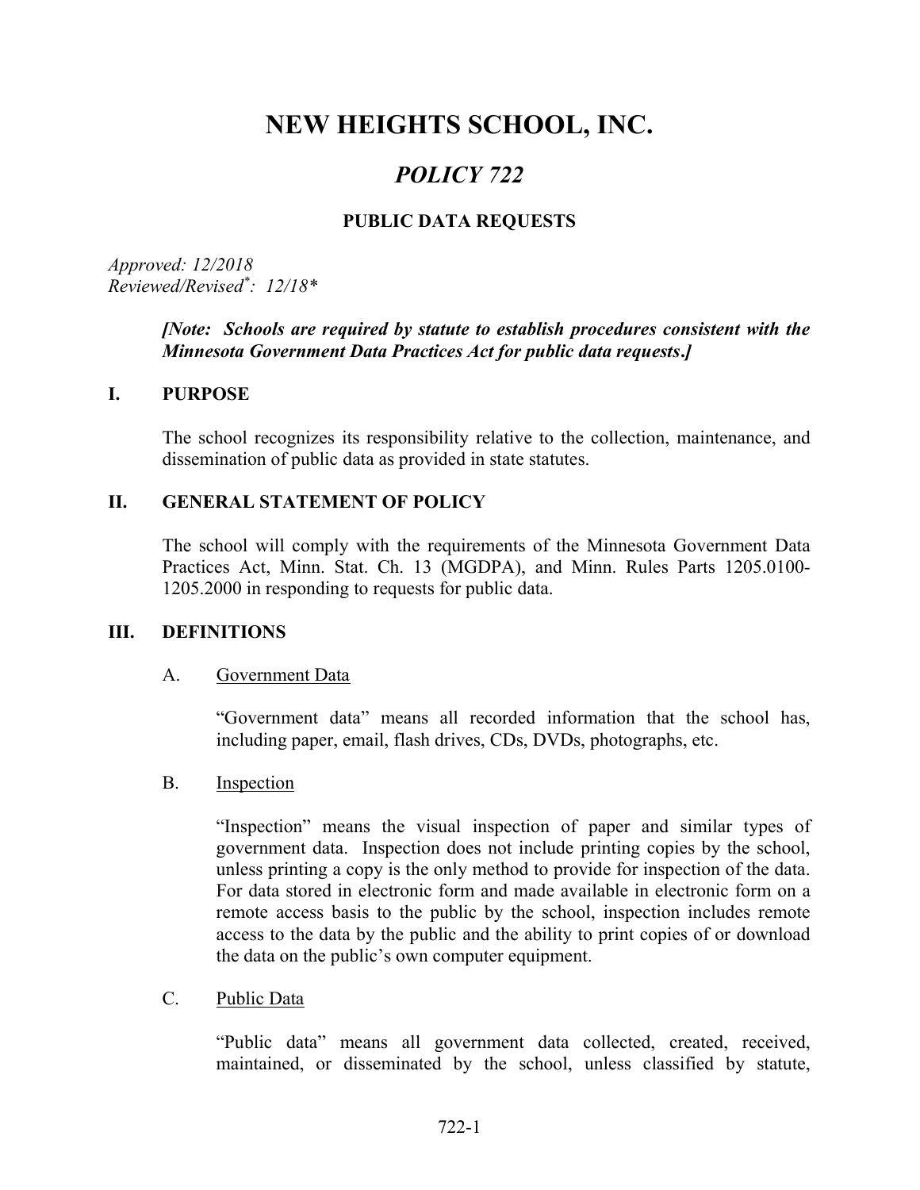# NEW HEIGHTS SCHOOL, INC.

## *POLICY 722*

### PUBLIC DATA REQUESTS

*Approved: 12/2018*
*Reviewed/Revised[*]: 12/18**

***[Note: Schools are required by statute to establish procedures consistent with the Minnesota Government Data Practices Act for public data requests.]***

## I. PURPOSE

The school recognizes its responsibility relative to the collection, maintenance, and dissemination of public data as provided in state statutes.

## II. GENERAL STATEMENT OF POLICY

The school will comply with the requirements of the Minnesota Government Data Practices Act, Minn. Stat. Ch. 13 (MGDPA), and Minn. Rules Parts 1205.0100-1205.2000 in responding to requests for public data.

## III. DEFINITIONS

### A. Government Data

"Government data" means all recorded information that the school has, including paper, email, flash drives, CDs, DVDs, photographs, etc.

### B. Inspection

"Inspection" means the visual inspection of paper and similar types of government data. Inspection does not include printing copies by the school, unless printing a copy is the only method to provide for inspection of the data. For data stored in electronic form and made available in electronic form on a remote access basis to the public by the school, inspection includes remote access to the data by the public and the ability to print copies of or download the data on the public's own computer equipment.

### C. Public Data

"Public data" means all government data collected, created, received, maintained, or disseminated by the school, unless classified by statute,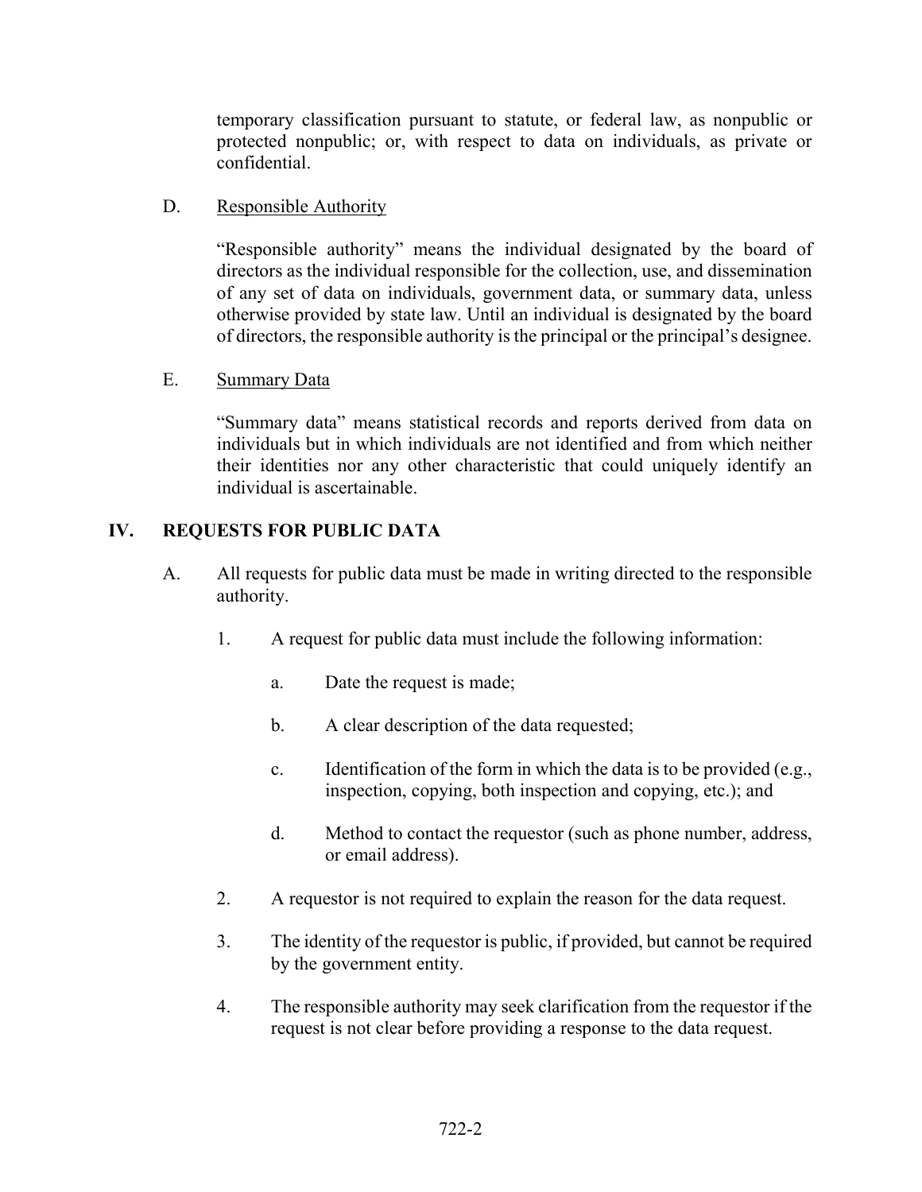temporary classification pursuant to statute, or federal law, as nonpublic or protected nonpublic; or, with respect to data on individuals, as private or confidential.

D. Responsible Authority

"Responsible authority" means the individual designated by the board of directors as the individual responsible for the collection, use, and dissemination of any set of data on individuals, government data, or summary data, unless otherwise provided by state law. Until an individual is designated by the board of directors, the responsible authority is the principal or the principal's designee.

E. Summary Data

"Summary data" means statistical records and reports derived from data on individuals but in which individuals are not identified and from which neither their identities nor any other characteristic that could uniquely identify an individual is ascertainable.

## IV. REQUESTS FOR PUBLIC DATA

A. All requests for public data must be made in writing directed to the responsible authority.

1. A request for public data must include the following information:

   a. Date the request is made;

   b. A clear description of the data requested;

   c. Identification of the form in which the data is to be provided (e.g., inspection, copying, both inspection and copying, etc.); and

   d. Method to contact the requestor (such as phone number, address, or email address).

2. A requestor is not required to explain the reason for the data request.

3. The identity of the requestor is public, if provided, but cannot be required by the government entity.

4. The responsible authority may seek clarification from the requestor if the request is not clear before providing a response to the data request.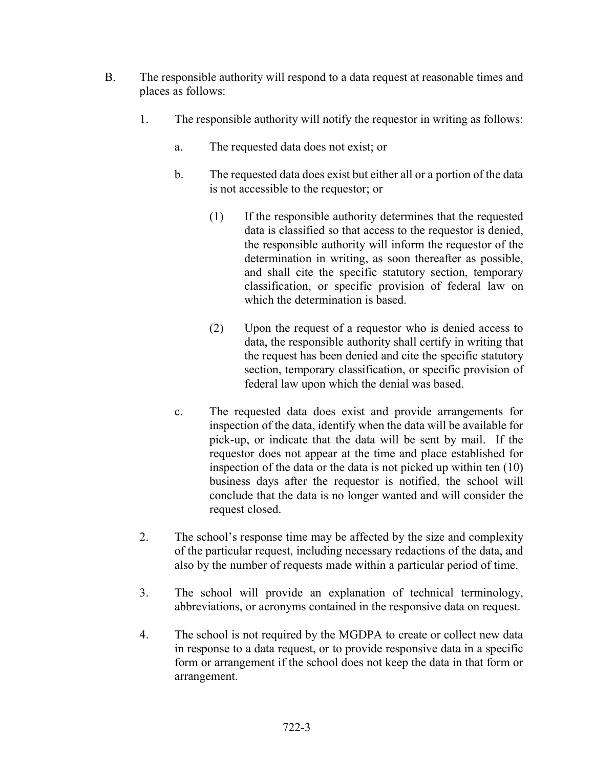B. The responsible authority will respond to a data request at reasonable times and places as follows:

   1. The responsible authority will notify the requestor in writing as follows:

      a. The requested data does not exist; or

      b. The requested data does exist but either all or a portion of the data is not accessible to the requestor; or

         (1) If the responsible authority determines that the requested data is classified so that access to the requestor is denied, the responsible authority will inform the requestor of the determination in writing, as soon thereafter as possible, and shall cite the specific statutory section, temporary classification, or specific provision of federal law on which the determination is based.

         (2) Upon the request of a requestor who is denied access to data, the responsible authority shall certify in writing that the request has been denied and cite the specific statutory section, temporary classification, or specific provision of federal law upon which the denial was based.

      c. The requested data does exist and provide arrangements for inspection of the data, identify when the data will be available for pick-up, or indicate that the data will be sent by mail. If the requestor does not appear at the time and place established for inspection of the data or the data is not picked up within ten (10) business days after the requestor is notified, the school will conclude that the data is no longer wanted and will consider the request closed.

   2. The school's response time may be affected by the size and complexity of the particular request, including necessary redactions of the data, and also by the number of requests made within a particular period of time.

   3. The school will provide an explanation of technical terminology, abbreviations, or acronyms contained in the responsive data on request.

   4. The school is not required by the MGDPA to create or collect new data in response to a data request, or to provide responsive data in a specific form or arrangement if the school does not keep the data in that form or arrangement.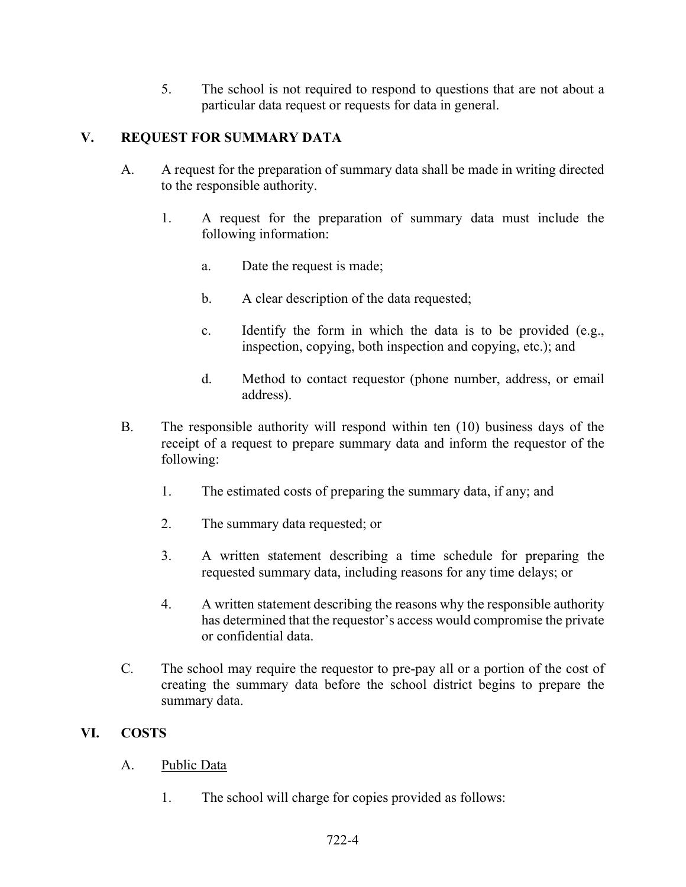5. The school is not required to respond to questions that are not about a particular data request or requests for data in general.

## V. REQUEST FOR SUMMARY DATA

A. A request for the preparation of summary data shall be made in writing directed to the responsible authority.

   1. A request for the preparation of summary data must include the following information:

      a. Date the request is made;

      b. A clear description of the data requested;

      c. Identify the form in which the data is to be provided (e.g., inspection, copying, both inspection and copying, etc.); and

      d. Method to contact requestor (phone number, address, or email address).

B. The responsible authority will respond within ten (10) business days of the receipt of a request to prepare summary data and inform the requestor of the following:

   1. The estimated costs of preparing the summary data, if any; and

   2. The summary data requested; or

   3. A written statement describing a time schedule for preparing the requested summary data, including reasons for any time delays; or

   4. A written statement describing the reasons why the responsible authority has determined that the requestor's access would compromise the private or confidential data.

C. The school may require the requestor to pre-pay all or a portion of the cost of creating the summary data before the school district begins to prepare the summary data.

## VI. COSTS

A. <u>Public Data</u>

   1. The school will charge for copies provided as follows: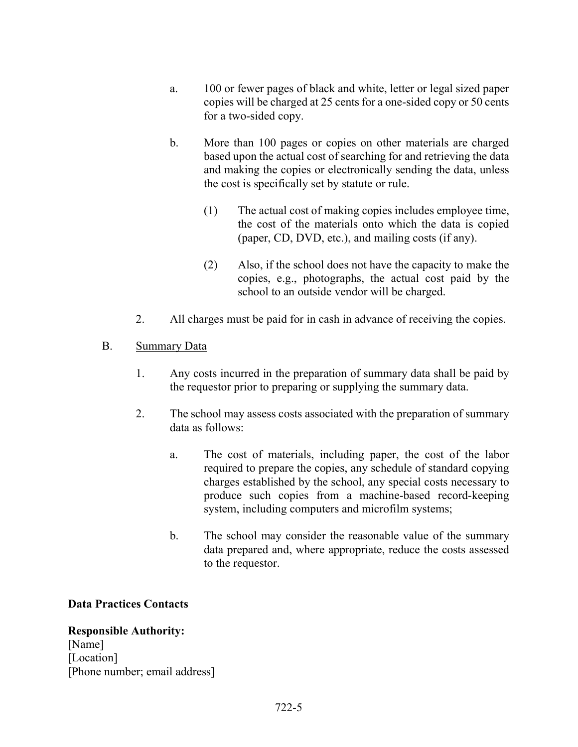a. 100 or fewer pages of black and white, letter or legal sized paper copies will be charged at 25 cents for a one-sided copy or 50 cents for a two-sided copy.

b. More than 100 pages or copies on other materials are charged based upon the actual cost of searching for and retrieving the data and making the copies or electronically sending the data, unless the cost is specifically set by statute or rule.

   (1) The actual cost of making copies includes employee time, the cost of the materials onto which the data is copied (paper, CD, DVD, etc.), and mailing costs (if any).

   (2) Also, if the school does not have the capacity to make the copies, e.g., photographs, the actual cost paid by the school to an outside vendor will be charged.

2. All charges must be paid for in cash in advance of receiving the copies.

B. Summary Data

1. Any costs incurred in the preparation of summary data shall be paid by the requestor prior to preparing or supplying the summary data.

2. The school may assess costs associated with the preparation of summary data as follows:

   a. The cost of materials, including paper, the cost of the labor required to prepare the copies, any schedule of standard copying charges established by the school, any special costs necessary to produce such copies from a machine-based record-keeping system, including computers and microfilm systems;

   b. The school may consider the reasonable value of the summary data prepared and, where appropriate, reduce the costs assessed to the requestor.

**Data Practices Contacts**

**Responsible Authority:**
[Name]
[Location]
[Phone number; email address]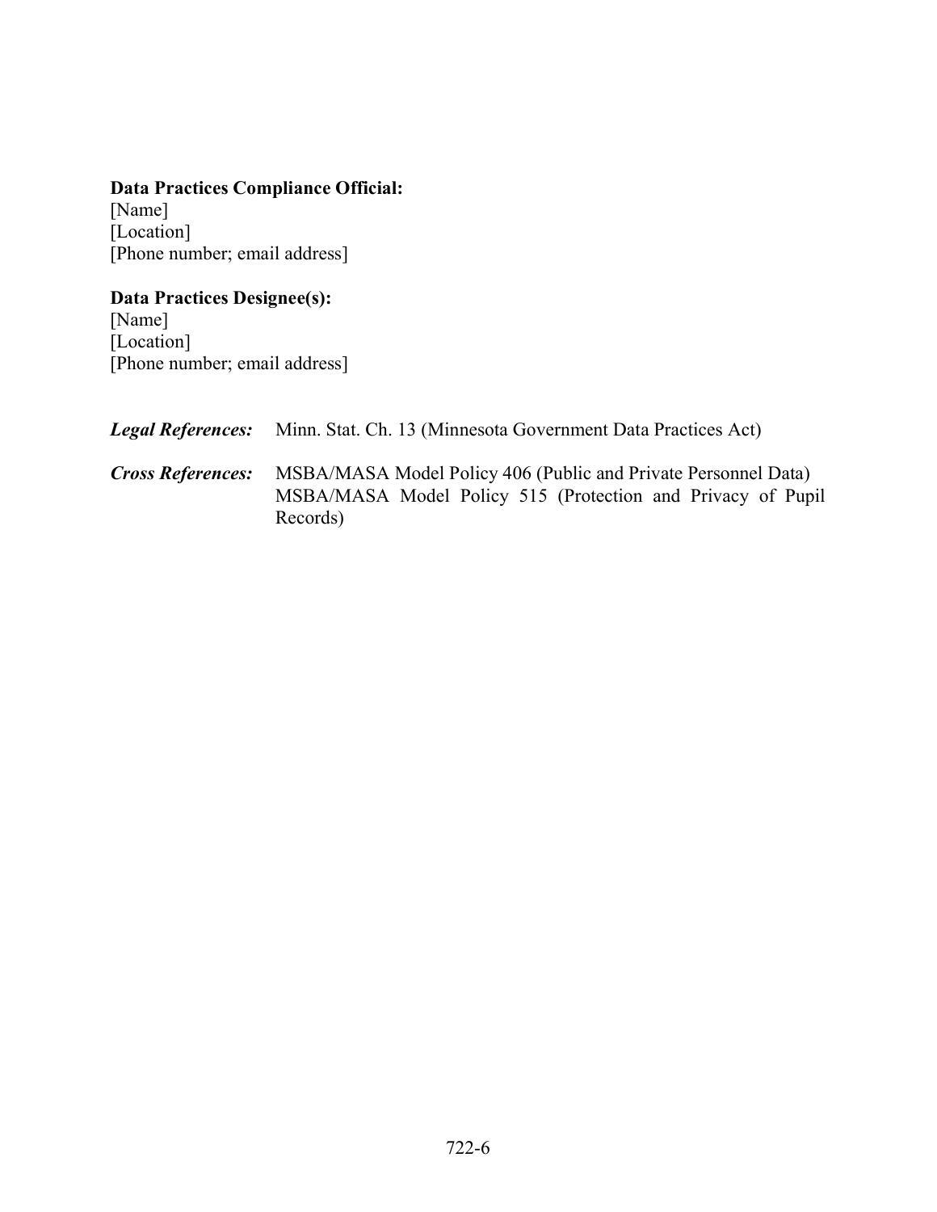**Data Practices Compliance Official:**
[Name]
[Location]
[Phone number; email address]

**Data Practices Designee(s):**
[Name]
[Location]
[Phone number; email address]

| | |
|---|---|
| ***Legal References:*** | Minn. Stat. Ch. 13 (Minnesota Government Data Practices Act) |
| ***Cross References:*** | MSBA/MASA Model Policy 406 (Public and Private Personnel Data)<br>MSBA/MASA Model Policy 515 (Protection and Privacy of Pupil Records) |